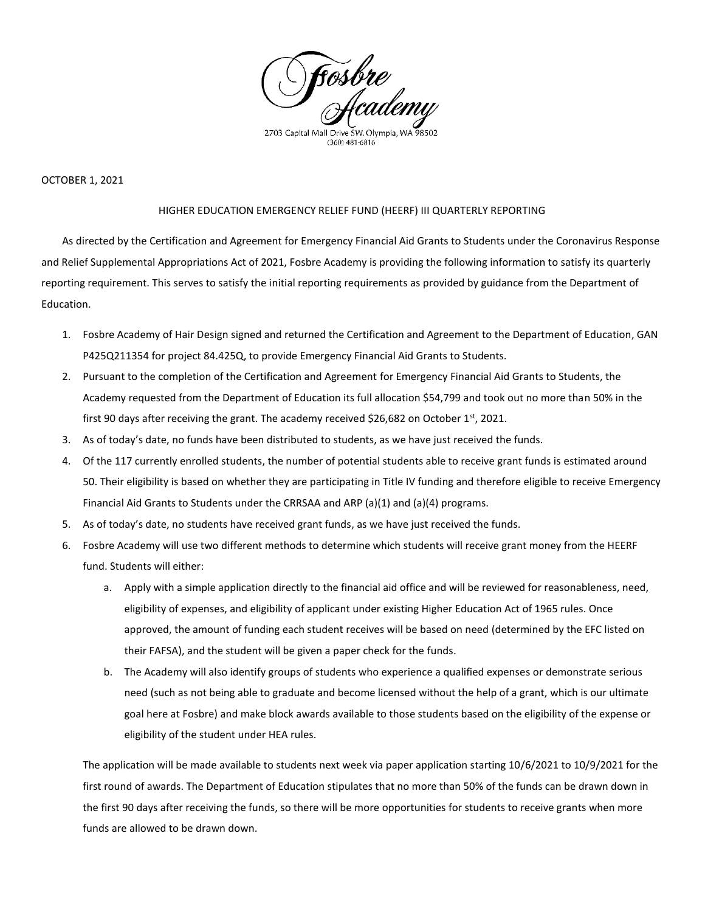Fosbre Academy

2703 Capital Mall Drive SW. Olympia, WA 98502
(360) 481-6816

OCTOBER 1, 2021

HIGHER EDUCATION EMERGENCY RELIEF FUND (HEERF) III QUARTERLY REPORTING

As directed by the Certification and Agreement for Emergency Financial Aid Grants to Students under the Coronavirus Response and Relief Supplemental Appropriations Act of 2021, Fosbre Academy is providing the following information to satisfy its quarterly reporting requirement. This serves to satisfy the initial reporting requirements as provided by guidance from the Department of Education.

1. Fosbre Academy of Hair Design signed and returned the Certification and Agreement to the Department of Education, GAN P425Q211354 for project 84.425Q, to provide Emergency Financial Aid Grants to Students.
2. Pursuant to the completion of the Certification and Agreement for Emergency Financial Aid Grants to Students, the Academy requested from the Department of Education its full allocation $54,799 and took out no more than 50% in the first 90 days after receiving the grant. The academy received $26,682 on October 1st, 2021.
3. As of today's date, no funds have been distributed to students, as we have just received the funds.
4. Of the 117 currently enrolled students, the number of potential students able to receive grant funds is estimated around 50. Their eligibility is based on whether they are participating in Title IV funding and therefore eligible to receive Emergency Financial Aid Grants to Students under the CRRSAA and ARP (a)(1) and (a)(4) programs.
5. As of today's date, no students have received grant funds, as we have just received the funds.
6. Fosbre Academy will use two different methods to determine which students will receive grant money from the HEERF fund. Students will either:
   a. Apply with a simple application directly to the financial aid office and will be reviewed for reasonableness, need, eligibility of expenses, and eligibility of applicant under existing Higher Education Act of 1965 rules. Once approved, the amount of funding each student receives will be based on need (determined by the EFC listed on their FAFSA), and the student will be given a paper check for the funds.
   b. The Academy will also identify groups of students who experience a qualified expenses or demonstrate serious need (such as not being able to graduate and become licensed without the help of a grant, which is our ultimate goal here at Fosbre) and make block awards available to those students based on the eligibility of the expense or eligibility of the student under HEA rules.

   The application will be made available to students next week via paper application starting 10/6/2021 to 10/9/2021 for the first round of awards. The Department of Education stipulates that no more than 50% of the funds can be drawn down in the first 90 days after receiving the funds, so there will be more opportunities for students to receive grants when more funds are allowed to be drawn down.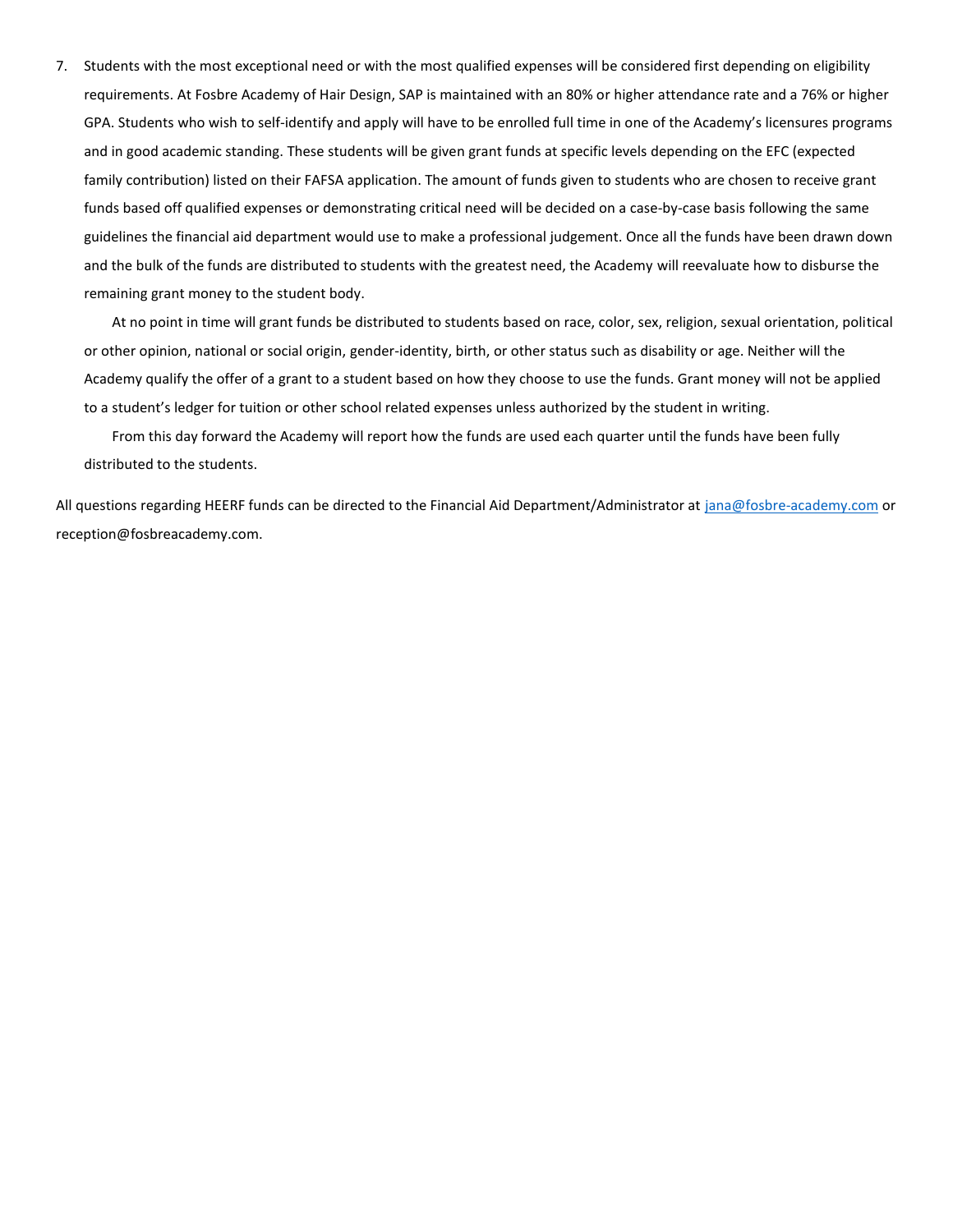7. Students with the most exceptional need or with the most qualified expenses will be considered first depending on eligibility requirements. At Fosbre Academy of Hair Design, SAP is maintained with an 80% or higher attendance rate and a 76% or higher GPA. Students who wish to self-identify and apply will have to be enrolled full time in one of the Academy's licensures programs and in good academic standing. These students will be given grant funds at specific levels depending on the EFC (expected family contribution) listed on their FAFSA application. The amount of funds given to students who are chosen to receive grant funds based off qualified expenses or demonstrating critical need will be decided on a case-by-case basis following the same guidelines the financial aid department would use to make a professional judgement. Once all the funds have been drawn down and the bulk of the funds are distributed to students with the greatest need, the Academy will reevaluate how to disburse the remaining grant money to the student body.

   At no point in time will grant funds be distributed to students based on race, color, sex, religion, sexual orientation, political or other opinion, national or social origin, gender-identity, birth, or other status such as disability or age. Neither will the Academy qualify the offer of a grant to a student based on how they choose to use the funds. Grant money will not be applied to a student's ledger for tuition or other school related expenses unless authorized by the student in writing.

   From this day forward the Academy will report how the funds are used each quarter until the funds have been fully distributed to the students.

All questions regarding HEERF funds can be directed to the Financial Aid Department/Administrator at jana@fosbre-academy.com or reception@fosbreacademy.com.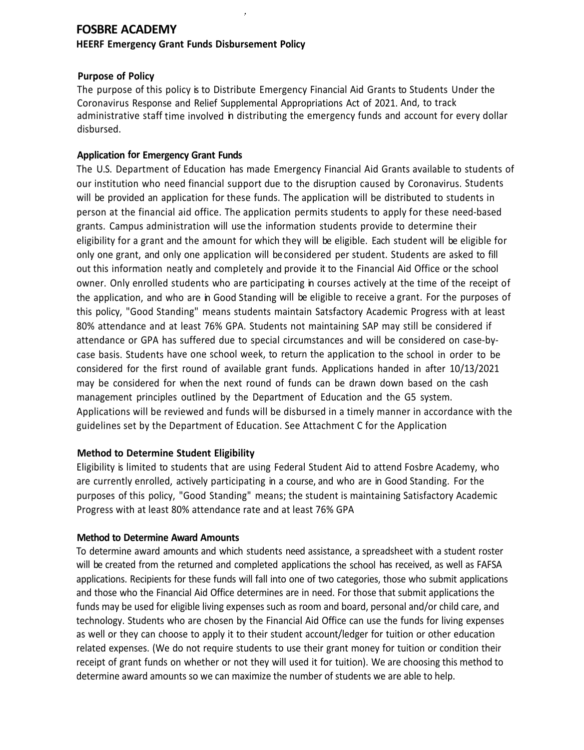# FOSBRE ACADEMY

## HEERF Emergency Grant Funds Disbursement Policy

### Purpose of Policy

The purpose of this policy is to Distribute Emergency Financial Aid Grants to Students Under the Coronavirus Response and Relief Supplemental Appropriations Act of 2021. And, to track administrative staff time involved in distributing the emergency funds and account for every dollar disbursed.

### Application for Emergency Grant Funds

The U.S. Department of Education has made Emergency Financial Aid Grants available to students of our institution who need financial support due to the disruption caused by Coronavirus. Students will be provided an application for these funds. The application will be distributed to students in person at the financial aid office. The application permits students to apply for these need-based grants. Campus administration will use the information students provide to determine their eligibility for a grant and the amount for which they will be eligible. Each student will be eligible for only one grant, and only one application will be considered per student. Students are asked to fill out this information neatly and completely and provide it to the Financial Aid Office or the school owner. Only enrolled students who are participating in courses actively at the time of the receipt of the application, and who are in Good Standing will be eligible to receive a grant. For the purposes of this policy, "Good Standing" means students maintain Satsfactory Academic Progress with at least 80% attendance and at least 76% GPA. Students not maintaining SAP may still be considered if attendance or GPA has suffered due to special circumstances and will be considered on case-by-case basis. Students have one school week, to return the application to the school in order to be considered for the first round of available grant funds. Applications handed in after 10/13/2021 may be considered for when the next round of funds can be drawn down based on the cash management principles outlined by the Department of Education and the G5 system. Applications will be reviewed and funds will be disbursed in a timely manner in accordance with the guidelines set by the Department of Education. See Attachment C for the Application

### Method to Determine Student Eligibility

Eligibility is limited to students that are using Federal Student Aid to attend Fosbre Academy, who are currently enrolled, actively participating in a course, and who are in Good Standing. For the purposes of this policy, "Good Standing" means; the student is maintaining Satisfactory Academic Progress with at least 80% attendance rate and at least 76% GPA

### Method to Determine Award Amounts

To determine award amounts and which students need assistance, a spreadsheet with a student roster will be created from the returned and completed applications the school has received, as well as FAFSA applications. Recipients for these funds will fall into one of two categories, those who submit applications and those who the Financial Aid Office determines are in need. For those that submit applications the funds may be used for eligible living expenses such as room and board, personal and/or child care, and technology. Students who are chosen by the Financial Aid Office can use the funds for living expenses as well or they can choose to apply it to their student account/ledger for tuition or other education related expenses. (We do not require students to use their grant money for tuition or condition their receipt of grant funds on whether or not they will used it for tuition). We are choosing this method to determine award amounts so we can maximize the number of students we are able to help.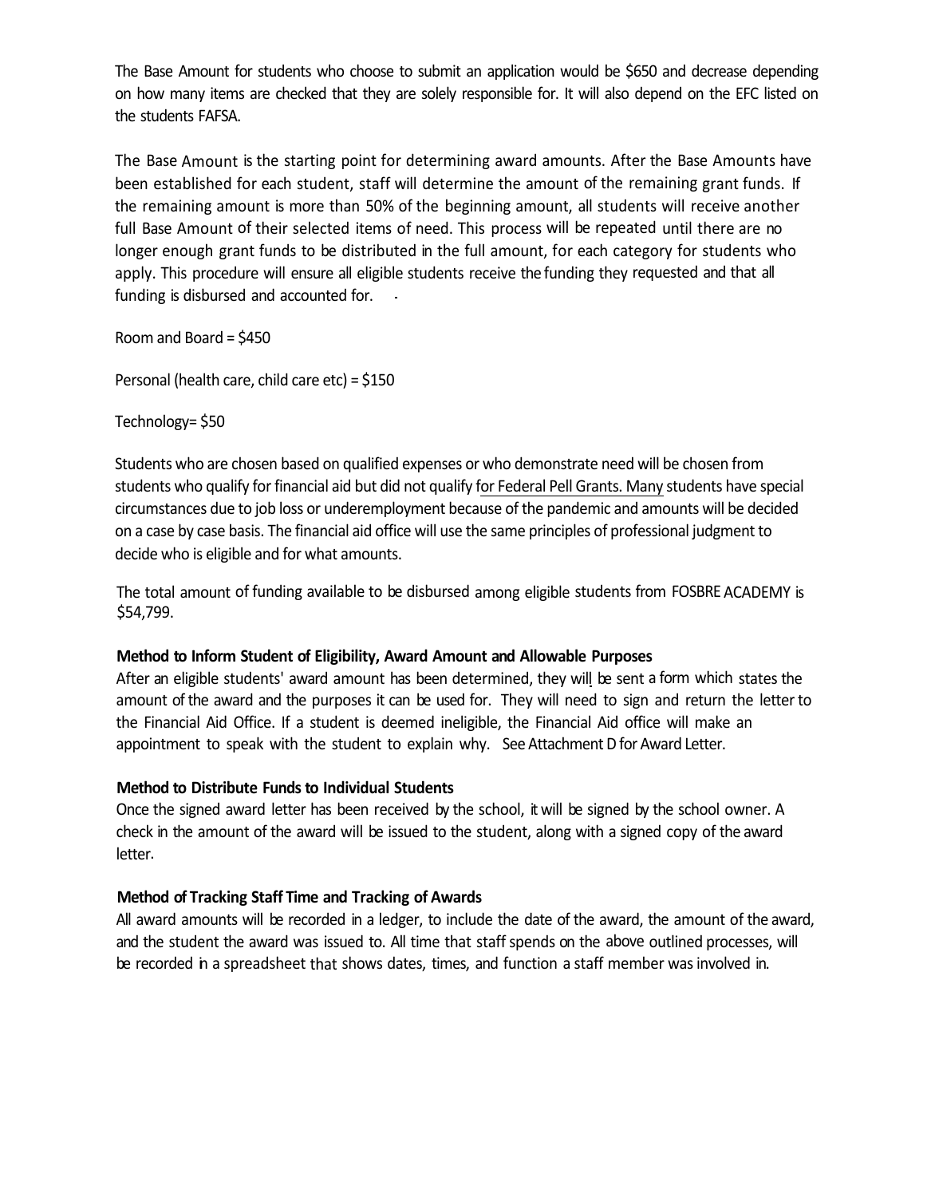The Base Amount for students who choose to submit an application would be $650 and decrease depending on how many items are checked that they are solely responsible for. It will also depend on the EFC listed on the students FAFSA.

The Base Amount is the starting point for determining award amounts. After the Base Amounts have been established for each student, staff will determine the amount of the remaining grant funds. If the remaining amount is more than 50% of the beginning amount, all students will receive another full Base Amount of their selected items of need. This process will be repeated until there are no longer enough grant funds to be distributed in the full amount, for each category for students who apply. This procedure will ensure all eligible students receive the funding they requested and that all funding is disbursed and accounted for.

Room and Board = $450

Personal (health care, child care etc) = $150

Technology= $50

Students who are chosen based on qualified expenses or who demonstrate need will be chosen from students who qualify for financial aid but did not qualify for Federal Pell Grants. Many students have special circumstances due to job loss or underemployment because of the pandemic and amounts will be decided on a case by case basis. The financial aid office will use the same principles of professional judgment to decide who is eligible and for what amounts.

The total amount of funding available to be disbursed among eligible students from FOSBRE ACADEMY is $54,799.

**Method to Inform Student of Eligibility, Award Amount and Allowable Purposes**

After an eligible students' award amount has been determined, they will be sent a form which states the amount of the award and the purposes it can be used for. They will need to sign and return the letter to the Financial Aid Office. If a student is deemed ineligible, the Financial Aid office will make an appointment to speak with the student to explain why. See Attachment D for Award Letter.

**Method to Distribute Funds to Individual Students**

Once the signed award letter has been received by the school, it will be signed by the school owner. A check in the amount of the award will be issued to the student, along with a signed copy of the award letter.

**Method of Tracking Staff Time and Tracking of Awards**

All award amounts will be recorded in a ledger, to include the date of the award, the amount of the award, and the student the award was issued to. All time that staff spends on the above outlined processes, will be recorded in a spreadsheet that shows dates, times, and function a staff member was involved in.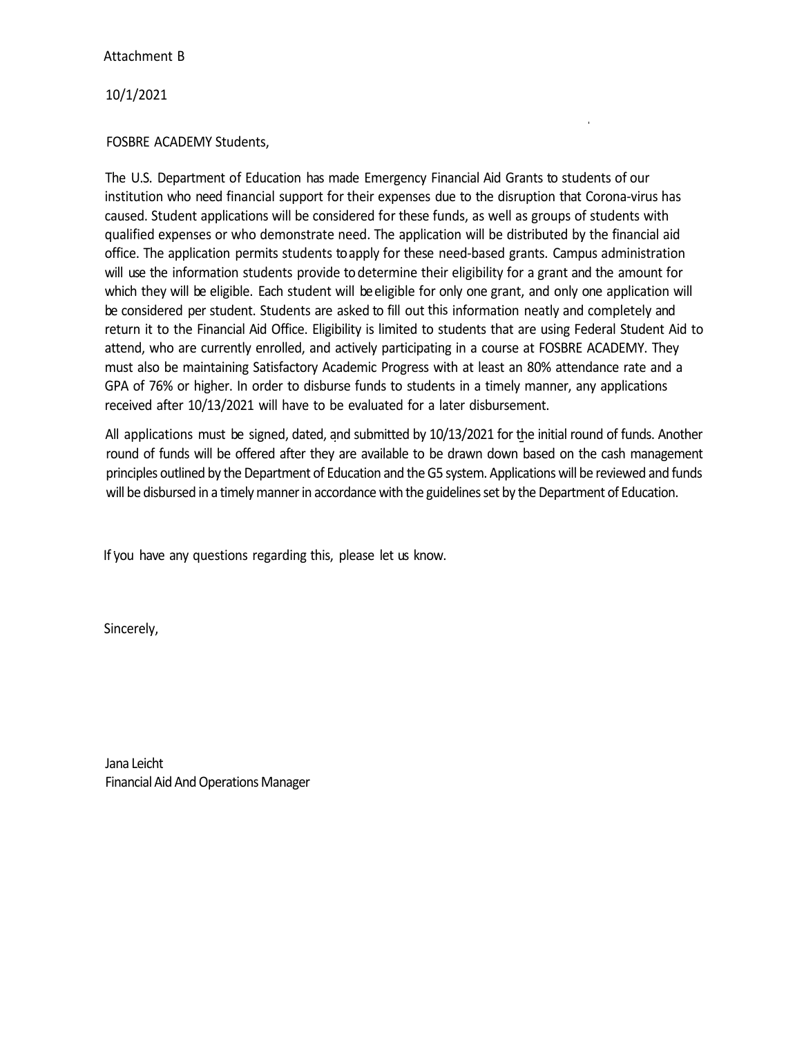Attachment B

10/1/2021

FOSBRE ACADEMY Students,

The U.S. Department of Education has made Emergency Financial Aid Grants to students of our institution who need financial support for their expenses due to the disruption that Corona-virus has caused. Student applications will be considered for these funds, as well as groups of students with qualified expenses or who demonstrate need. The application will be distributed by the financial aid office. The application permits students to apply for these need-based grants. Campus administration will use the information students provide to determine their eligibility for a grant and the amount for which they will be eligible. Each student will be eligible for only one grant, and only one application will be considered per student. Students are asked to fill out this information neatly and completely and return it to the Financial Aid Office. Eligibility is limited to students that are using Federal Student Aid to attend, who are currently enrolled, and actively participating in a course at FOSBRE ACADEMY. They must also be maintaining Satisfactory Academic Progress with at least an 80% attendance rate and a GPA of 76% or higher. In order to disburse funds to students in a timely manner, any applications received after 10/13/2021 will have to be evaluated for a later disbursement.

All applications must be signed, dated, and submitted by 10/13/2021 for the initial round of funds. Another round of funds will be offered after they are available to be drawn down based on the cash management principles outlined by the Department of Education and the G5 system. Applications will be reviewed and funds will be disbursed in a timely manner in accordance with the guidelines set by the Department of Education.

If you have any questions regarding this, please let us know.

Sincerely,

Jana Leicht
Financial Aid And Operations Manager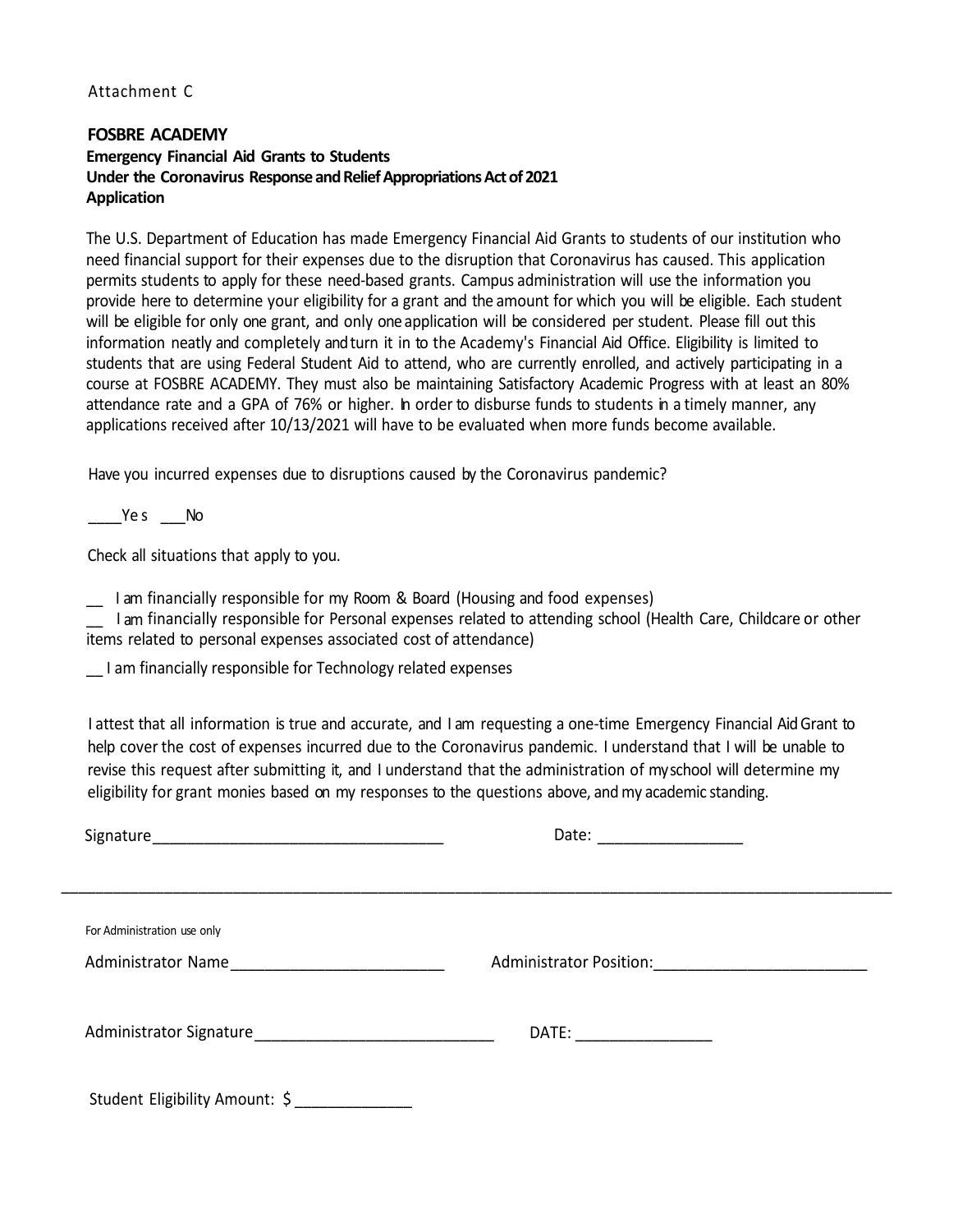Attachment C

**FOSBRE ACADEMY**
**Emergency Financial Aid Grants to Students**
**Under the Coronavirus Response and Relief Appropriations Act of 2021**
**Application**

The U.S. Department of Education has made Emergency Financial Aid Grants to students of our institution who need financial support for their expenses due to the disruption that Coronavirus has caused. This application permits students to apply for these need-based grants. Campus administration will use the information you provide here to determine your eligibility for a grant and the amount for which you will be eligible. Each student will be eligible for only one grant, and only one application will be considered per student. Please fill out this information neatly and completely and turn it in to the Academy's Financial Aid Office. Eligibility is limited to students that are using Federal Student Aid to attend, who are currently enrolled, and actively participating in a course at FOSBRE ACADEMY. They must also be maintaining Satisfactory Academic Progress with at least an 80% attendance rate and a GPA of 76% or higher. In order to disburse funds to students in a timely manner, any applications received after 10/13/2021 will have to be evaluated when more funds become available.

Have you incurred expenses due to disruptions caused by the Coronavirus pandemic?

____Yes ___No

Check all situations that apply to you.

__ I am financially responsible for my Room & Board (Housing and food expenses)
__ I am financially responsible for Personal expenses related to attending school (Health Care, Childcare or other items related to personal expenses associated cost of attendance)

__ I am financially responsible for Technology related expenses

I attest that all information is true and accurate, and I am requesting a one-time Emergency Financial Aid Grant to help cover the cost of expenses incurred due to the Coronavirus pandemic. I understand that I will be unable to revise this request after submitting it, and I understand that the administration of my school will determine my eligibility for grant monies based on my responses to the questions above, and my academic standing.

Signature_________________________________ Date: ________________

---

For Administration use only

Administrator Name________________________ Administrator Position:________________________

Administrator Signature___________________________ DATE: _______________

Student Eligibility Amount: $ _____________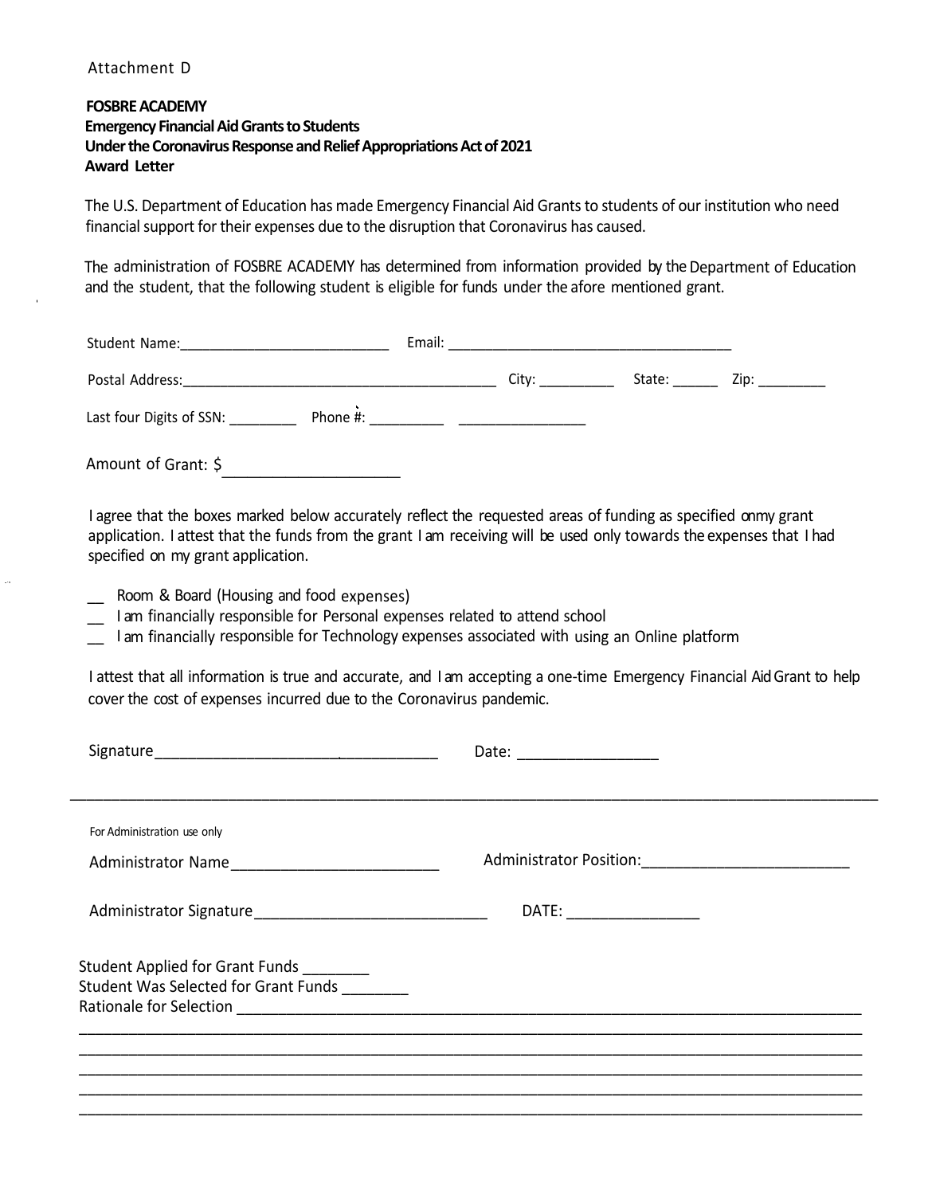Attachment D

**FOSBRE ACADEMY**
**Emergency Financial Aid Grants to Students**
**Under the Coronavirus Response and Relief Appropriations Act of 2021**
**Award Letter**

The U.S. Department of Education has made Emergency Financial Aid Grants to students of our institution who need financial support for their expenses due to the disruption that Coronavirus has caused.

The administration of FOSBRE ACADEMY has determined from information provided by the Department of Education and the student, that the following student is eligible for funds under the afore mentioned grant.

Student Name:___________________________ Email: _____________________________________

Postal Address:_________________________________________ City: __________ State: ______ Zip: _________

Last four Digits of SSN: _________ Phone #: __________ _________________

Amount of Grant: $ ____________________

I agree that the boxes marked below accurately reflect the requested areas of funding as specified on my grant application. I attest that the funds from the grant I am receiving will be used only towards the expenses that I had specified on my grant application.

__ Room & Board (Housing and food expenses)
__ I am financially responsible for Personal expenses related to attend school
__ I am financially responsible for Technology expenses associated with using an Online platform

I attest that all information is true and accurate, and I am accepting a one-time Emergency Financial Aid Grant to help cover the cost of expenses incurred due to the Coronavirus pandemic.

Signature____________________________________ Date: _________________

---

For Administration use only

Administrator Name_________________________ Administrator Position:_________________________

Administrator Signature____________________________ DATE: ________________

Student Applied for Grant Funds ________
Student Was Selected for Grant Funds ________
Rationale for Selection ______________________________________________________________________________
______________________________________________________________________________________________
______________________________________________________________________________________________
______________________________________________________________________________________________
______________________________________________________________________________________________
______________________________________________________________________________________________